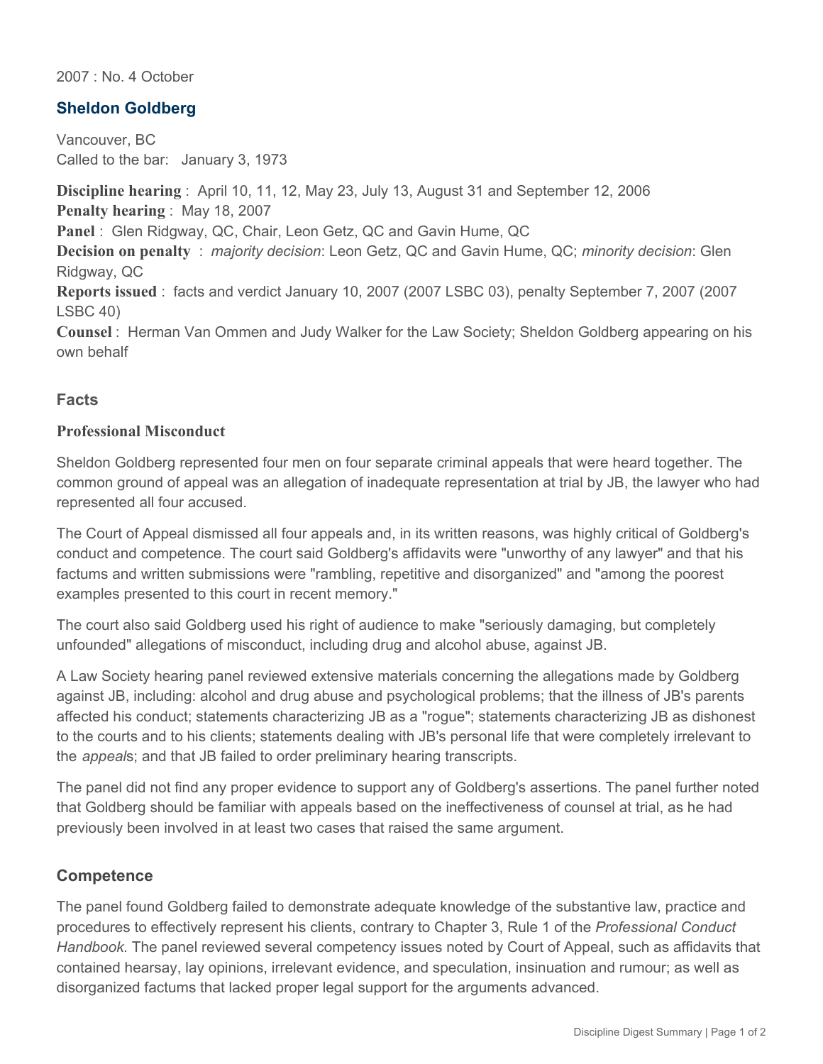2007 : No. 4 October

## Sheldon Goldberg

Vancouver, BC
Called to the bar: January 3, 1973

**Discipline hearing** : April 10, 11, 12, May 23, July 13, August 31 and September 12, 2006
**Penalty hearing** : May 18, 2007
**Panel** : Glen Ridgway, QC, Chair, Leon Getz, QC and Gavin Hume, QC
**Decision on penalty** : *majority decision*: Leon Getz, QC and Gavin Hume, QC; *minority decision*: Glen Ridgway, QC
**Reports issued** : facts and verdict January 10, 2007 (2007 LSBC 03), penalty September 7, 2007 (2007 LSBC 40)
**Counsel** : Herman Van Ommen and Judy Walker for the Law Society; Sheldon Goldberg appearing on his own behalf

### Facts

#### Professional Misconduct

Sheldon Goldberg represented four men on four separate criminal appeals that were heard together. The common ground of appeal was an allegation of inadequate representation at trial by JB, the lawyer who had represented all four accused.

The Court of Appeal dismissed all four appeals and, in its written reasons, was highly critical of Goldberg's conduct and competence. The court said Goldberg's affidavits were "unworthy of any lawyer" and that his factums and written submissions were "rambling, repetitive and disorganized" and "among the poorest examples presented to this court in recent memory."

The court also said Goldberg used his right of audience to make "seriously damaging, but completely unfounded" allegations of misconduct, including drug and alcohol abuse, against JB.

A Law Society hearing panel reviewed extensive materials concerning the allegations made by Goldberg against JB, including: alcohol and drug abuse and psychological problems; that the illness of JB's parents affected his conduct; statements characterizing JB as a "rogue"; statements characterizing JB as dishonest to the courts and to his clients; statements dealing with JB's personal life that were completely irrelevant to the *appeal*s; and that JB failed to order preliminary hearing transcripts.

The panel did not find any proper evidence to support any of Goldberg's assertions. The panel further noted that Goldberg should be familiar with appeals based on the ineffectiveness of counsel at trial, as he had previously been involved in at least two cases that raised the same argument.

### Competence

The panel found Goldberg failed to demonstrate adequate knowledge of the substantive law, practice and procedures to effectively represent his clients, contrary to Chapter 3, Rule 1 of the *Professional Conduct Handbook*. The panel reviewed several competency issues noted by Court of Appeal, such as affidavits that contained hearsay, lay opinions, irrelevant evidence, and speculation, insinuation and rumour; as well as disorganized factums that lacked proper legal support for the arguments advanced.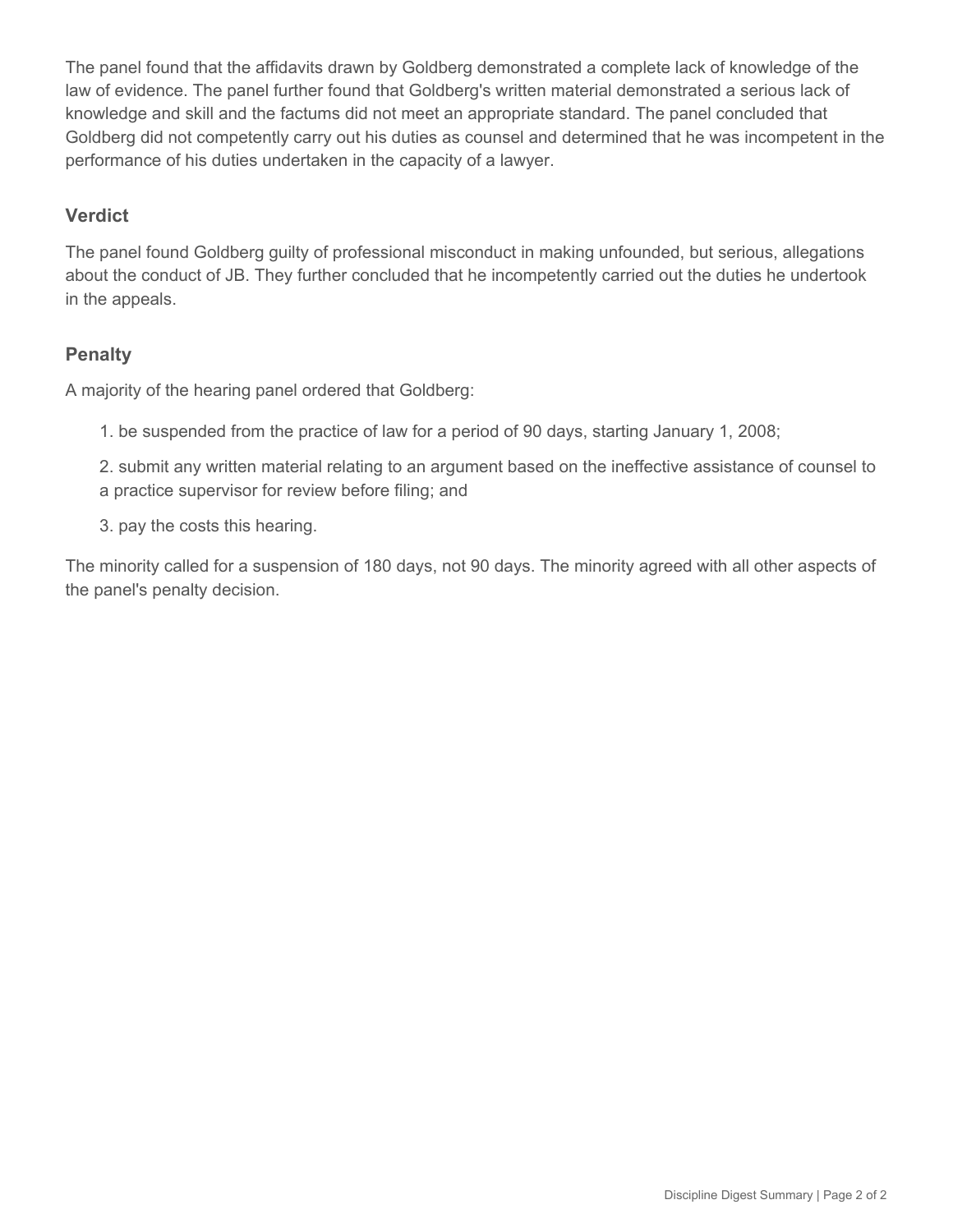The panel found that the affidavits drawn by Goldberg demonstrated a complete lack of knowledge of the law of evidence. The panel further found that Goldberg's written material demonstrated a serious lack of knowledge and skill and the factums did not meet an appropriate standard. The panel concluded that Goldberg did not competently carry out his duties as counsel and determined that he was incompetent in the performance of his duties undertaken in the capacity of a lawyer.

### Verdict

The panel found Goldberg guilty of professional misconduct in making unfounded, but serious, allegations about the conduct of JB. They further concluded that he incompetently carried out the duties he undertook in the appeals.

### Penalty

A majority of the hearing panel ordered that Goldberg:

1. be suspended from the practice of law for a period of 90 days, starting January 1, 2008;
2. submit any written material relating to an argument based on the ineffective assistance of counsel to a practice supervisor for review before filing; and
3. pay the costs this hearing.

The minority called for a suspension of 180 days, not 90 days. The minority agreed with all other aspects of the panel's penalty decision.